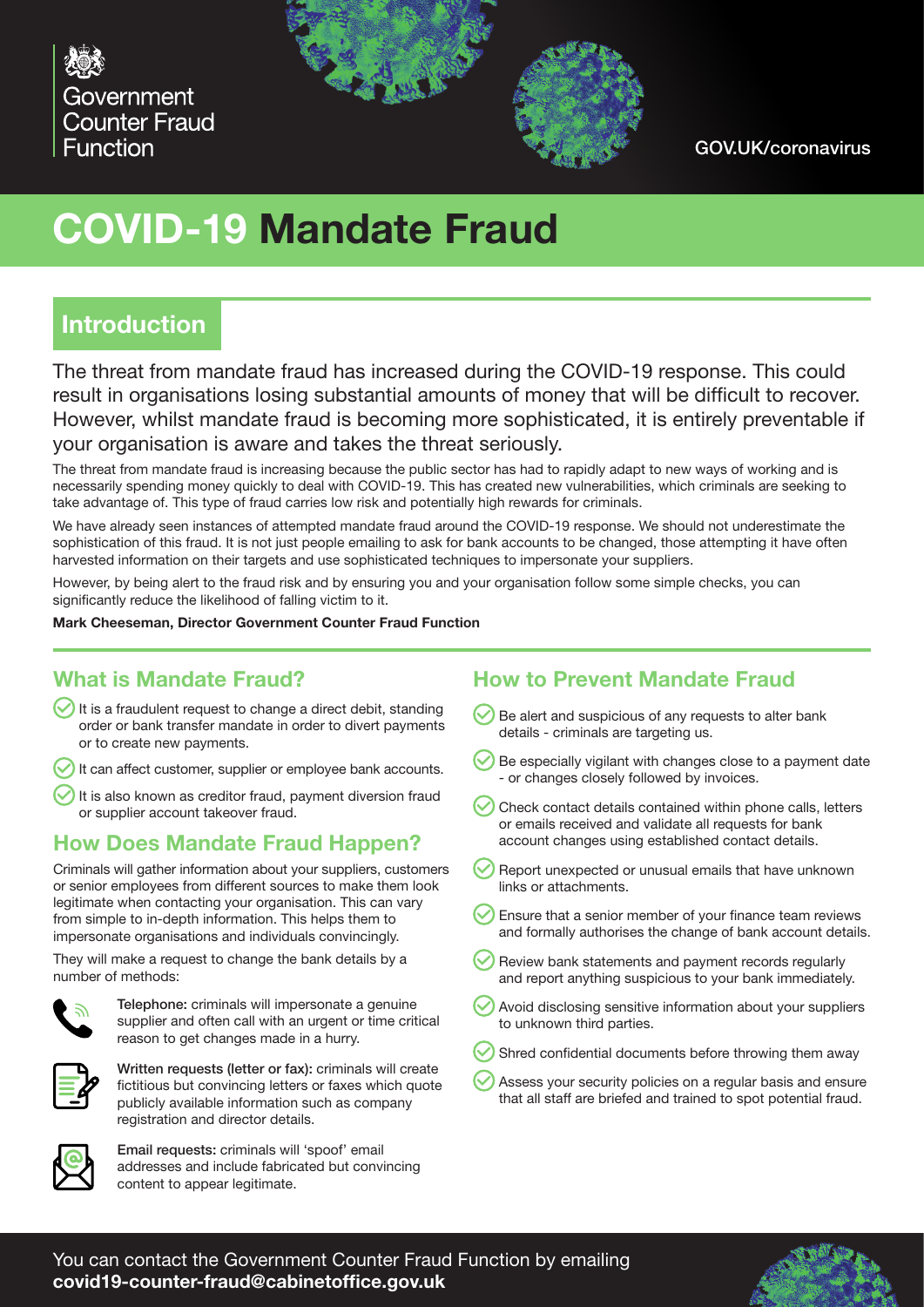Government Counter Fraud Function

GOV.UK/coronavirus

# COVID-19 Mandate Fraud

## Introduction

The threat from mandate fraud has increased during the COVID-19 response. This could result in organisations losing substantial amounts of money that will be difficult to recover. However, whilst mandate fraud is becoming more sophisticated, it is entirely preventable if your organisation is aware and takes the threat seriously.

The threat from mandate fraud is increasing because the public sector has had to rapidly adapt to new ways of working and is necessarily spending money quickly to deal with COVID-19. This has created new vulnerabilities, which criminals are seeking to take advantage of. This type of fraud carries low risk and potentially high rewards for criminals.

We have already seen instances of attempted mandate fraud around the COVID-19 response. We should not underestimate the sophistication of this fraud. It is not just people emailing to ask for bank accounts to be changed, those attempting it have often harvested information on their targets and use sophisticated techniques to impersonate your suppliers.

However, by being alert to the fraud risk and by ensuring you and your organisation follow some simple checks, you can significantly reduce the likelihood of falling victim to it.

**Mark Cheeseman, Director Government Counter Fraud Function**

## What is Mandate Fraud?

- It is a fraudulent request to change a direct debit, standing order or bank transfer mandate in order to divert payments or to create new payments.
- It can affect customer, supplier or employee bank accounts.
- It is also known as creditor fraud, payment diversion fraud or supplier account takeover fraud.

## How Does Mandate Fraud Happen?

Criminals will gather information about your suppliers, customers or senior employees from different sources to make them look legitimate when contacting your organisation. This can vary from simple to in-depth information. This helps them to impersonate organisations and individuals convincingly.

They will make a request to change the bank details by a number of methods:

**Telephone:** criminals will impersonate a genuine supplier and often call with an urgent or time critical reason to get changes made in a hurry.

**Written requests (letter or fax):** criminals will create fictitious but convincing letters or faxes which quote publicly available information such as company registration and director details.

**Email requests:** criminals will 'spoof' email addresses and include fabricated but convincing content to appear legitimate.

## How to Prevent Mandate Fraud

- Be alert and suspicious of any requests to alter bank details - criminals are targeting us.
- Be especially vigilant with changes close to a payment date - or changes closely followed by invoices.
- Check contact details contained within phone calls, letters or emails received and validate all requests for bank account changes using established contact details.
- Report unexpected or unusual emails that have unknown links or attachments.
- Ensure that a senior member of your finance team reviews and formally authorises the change of bank account details.
- Review bank statements and payment records regularly and report anything suspicious to your bank immediately.
- Avoid disclosing sensitive information about your suppliers to unknown third parties.
- Shred confidential documents before throwing them away
- Assess your security policies on a regular basis and ensure that all staff are briefed and trained to spot potential fraud.

You can contact the Government Counter Fraud Function by emailing **covid19-counter-fraud@cabinetoffice.gov.uk**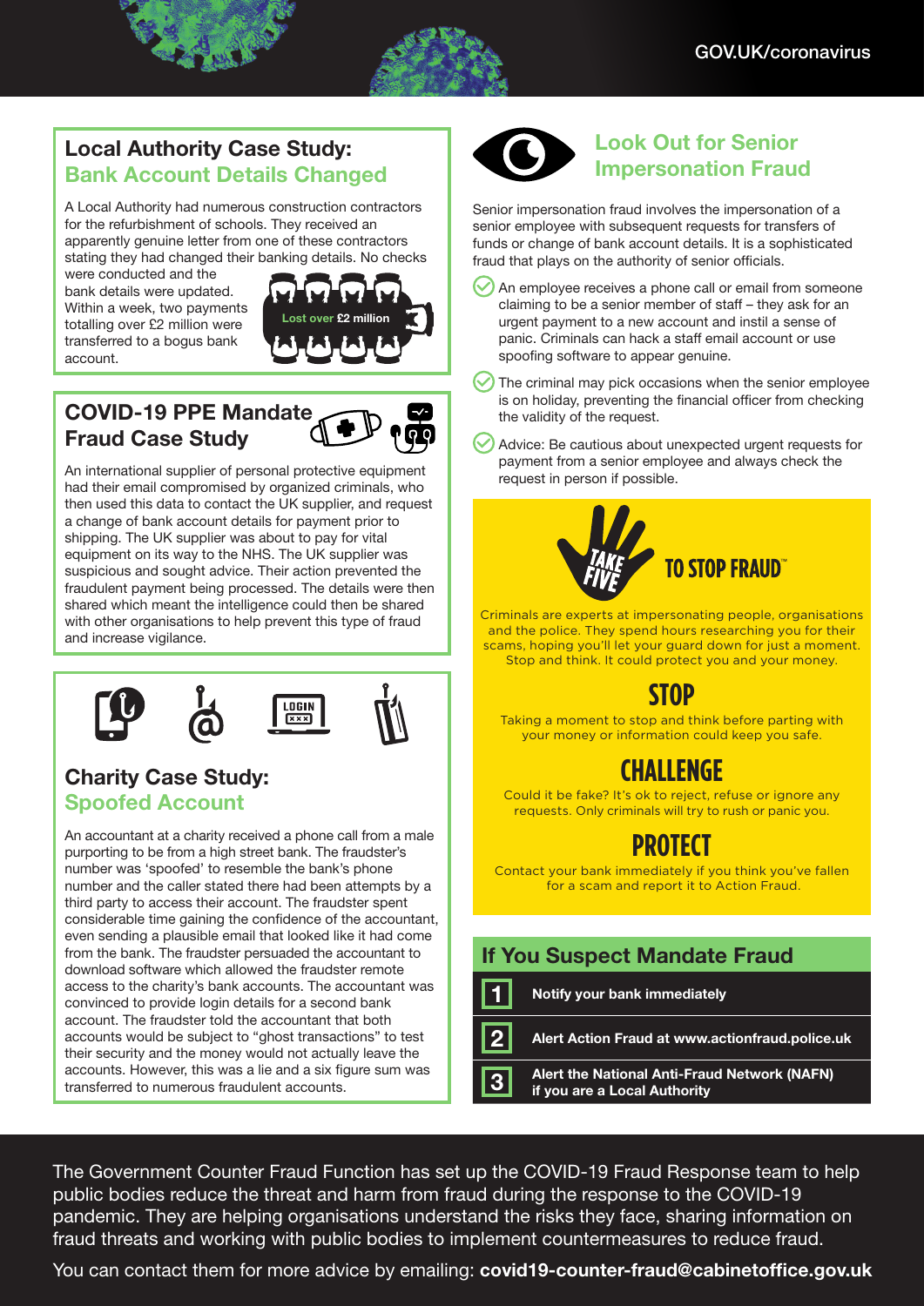## Local Authority Case Study: Bank Account Details Changed

A Local Authority had numerous construction contractors for the refurbishment of schools. They received an apparently genuine letter from one of these contractors stating they had changed their banking details. No checks were conducted and the bank details were updated. Within a week, two payments totalling over £2 million were transferred to a bogus bank account.

Lost over £2 million

## COVID-19 PPE Mandate Fraud Case Study

An international supplier of personal protective equipment had their email compromised by organized criminals, who then used this data to contact the UK supplier, and request a change of bank account details for payment prior to shipping. The UK supplier was about to pay for vital equipment on its way to the NHS. The UK supplier was suspicious and sought advice. Their action prevented the fraudulent payment being processed. The details were then shared which meant the intelligence could then be shared with other organisations to help prevent this type of fraud and increase vigilance.

## Charity Case Study: Spoofed Account

An accountant at a charity received a phone call from a male purporting to be from a high street bank. The fraudster's number was 'spoofed' to resemble the bank's phone number and the caller stated there had been attempts by a third party to access their account. The fraudster spent considerable time gaining the confidence of the accountant, even sending a plausible email that looked like it had come from the bank. The fraudster persuaded the accountant to download software which allowed the fraudster remote access to the charity's bank accounts. The accountant was convinced to provide login details for a second bank account. The fraudster told the accountant that both accounts would be subject to "ghost transactions" to test their security and the money would not actually leave the accounts. However, this was a lie and a six figure sum was transferred to numerous fraudulent accounts.

## Look Out for Senior Impersonation Fraud

Senior impersonation fraud involves the impersonation of a senior employee with subsequent requests for transfers of funds or change of bank account details. It is a sophisticated fraud that plays on the authority of senior officials.

- An employee receives a phone call or email from someone claiming to be a senior member of staff – they ask for an urgent payment to a new account and instil a sense of panic. Criminals can hack a staff email account or use spoofing software to appear genuine.
- The criminal may pick occasions when the senior employee is on holiday, preventing the financial officer from checking the validity of the request.
- Advice: Be cautious about unexpected urgent requests for payment from a senior employee and always check the request in person if possible.

**TAKE FIVE TO STOP FRAUD™**

Criminals are experts at impersonating people, organisations and the police. They spend hours researching you for their scams, hoping you'll let your guard down for just a moment. Stop and think. It could protect you and your money.

### STOP

Taking a moment to stop and think before parting with your money or information could keep you safe.

### CHALLENGE

Could it be fake? It's ok to reject, refuse or ignore any requests. Only criminals will try to rush or panic you.

### PROTECT

Contact your bank immediately if you think you've fallen for a scam and report it to Action Fraud.

## If You Suspect Mandate Fraud

1. **Notify your bank immediately**
2. **Alert Action Fraud at www.actionfraud.police.uk**
3. **Alert the National Anti-Fraud Network (NAFN) if you are a Local Authority**

The Government Counter Fraud Function has set up the COVID-19 Fraud Response team to help public bodies reduce the threat and harm from fraud during the response to the COVID-19 pandemic. They are helping organisations understand the risks they face, sharing information on fraud threats and working with public bodies to implement countermeasures to reduce fraud.

You can contact them for more advice by emailing: **covid19-counter-fraud@cabinetoffice.gov.uk**